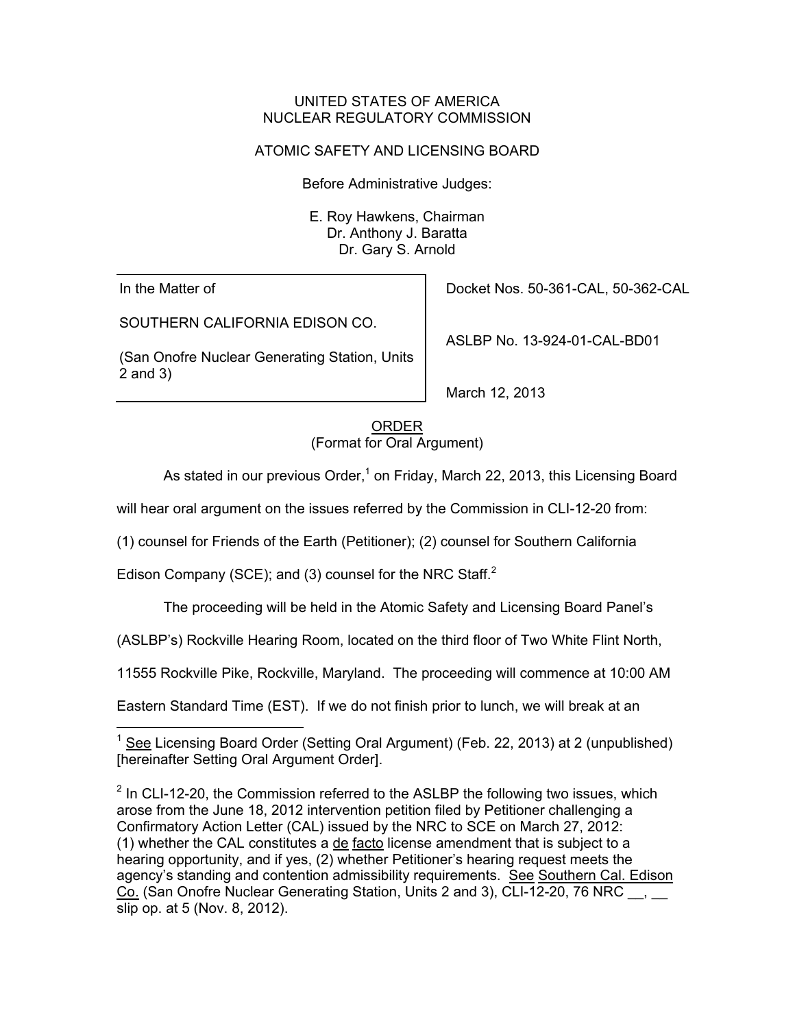UNITED STATES OF AMERICA
NUCLEAR REGULATORY COMMISSION

ATOMIC SAFETY AND LICENSING BOARD

Before Administrative Judges:

E. Roy Hawkens, Chairman
Dr. Anthony J. Baratta
Dr. Gary S. Arnold

| In the Matter of<br><br>SOUTHERN CALIFORNIA EDISON CO.<br><br>(San Onofre Nuclear Generating Station, Units 2 and 3) | Docket Nos. 50-361-CAL, 50-362-CAL<br><br>ASLBP No. 13-924-01-CAL-BD01<br><br>March 12, 2013 |
|---|---|

ORDER
(Format for Oral Argument)

As stated in our previous Order,[1] on Friday, March 22, 2013, this Licensing Board will hear oral argument on the issues referred by the Commission in CLI-12-20 from: (1) counsel for Friends of the Earth (Petitioner); (2) counsel for Southern California Edison Company (SCE); and (3) counsel for the NRC Staff.[2]

The proceeding will be held in the Atomic Safety and Licensing Board Panel's (ASLBP's) Rockville Hearing Room, located on the third floor of Two White Flint North, 11555 Rockville Pike, Rockville, Maryland. The proceeding will commence at 10:00 AM Eastern Standard Time (EST). If we do not finish prior to lunch, we will break at an

---

[1] See Licensing Board Order (Setting Oral Argument) (Feb. 22, 2013) at 2 (unpublished) [hereinafter Setting Oral Argument Order].

[2] In CLI-12-20, the Commission referred to the ASLBP the following two issues, which arose from the June 18, 2012 intervention petition filed by Petitioner challenging a Confirmatory Action Letter (CAL) issued by the NRC to SCE on March 27, 2012: (1) whether the CAL constitutes a de facto license amendment that is subject to a hearing opportunity, and if yes, (2) whether Petitioner's hearing request meets the agency's standing and contention admissibility requirements. See Southern Cal. Edison Co. (San Onofre Nuclear Generating Station, Units 2 and 3), CLI-12-20, 76 NRC __, __ slip op. at 5 (Nov. 8, 2012).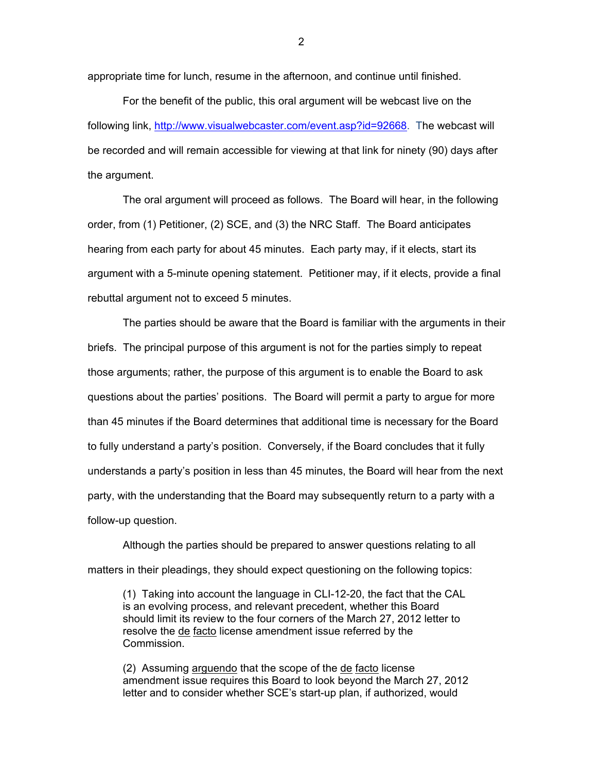appropriate time for lunch, resume in the afternoon, and continue until finished.

For the benefit of the public, this oral argument will be webcast live on the following link, [http://www.visualwebcaster.com/event.asp?id=92668](http://www.visualwebcaster.com/event.asp?id=92668). The webcast will be recorded and will remain accessible for viewing at that link for ninety (90) days after the argument.

The oral argument will proceed as follows. The Board will hear, in the following order, from (1) Petitioner, (2) SCE, and (3) the NRC Staff. The Board anticipates hearing from each party for about 45 minutes. Each party may, if it elects, start its argument with a 5-minute opening statement. Petitioner may, if it elects, provide a final rebuttal argument not to exceed 5 minutes.

The parties should be aware that the Board is familiar with the arguments in their briefs. The principal purpose of this argument is not for the parties simply to repeat those arguments; rather, the purpose of this argument is to enable the Board to ask questions about the parties' positions. The Board will permit a party to argue for more than 45 minutes if the Board determines that additional time is necessary for the Board to fully understand a party's position. Conversely, if the Board concludes that it fully understands a party's position in less than 45 minutes, the Board will hear from the next party, with the understanding that the Board may subsequently return to a party with a follow-up question.

Although the parties should be prepared to answer questions relating to all matters in their pleadings, they should expect questioning on the following topics:

> (1) Taking into account the language in CLI-12-20, the fact that the CAL is an evolving process, and relevant precedent, whether this Board should limit its review to the four corners of the March 27, 2012 letter to resolve the de facto license amendment issue referred by the Commission.
>
> (2) Assuming arguendo that the scope of the de facto license amendment issue requires this Board to look beyond the March 27, 2012 letter and to consider whether SCE's start-up plan, if authorized, would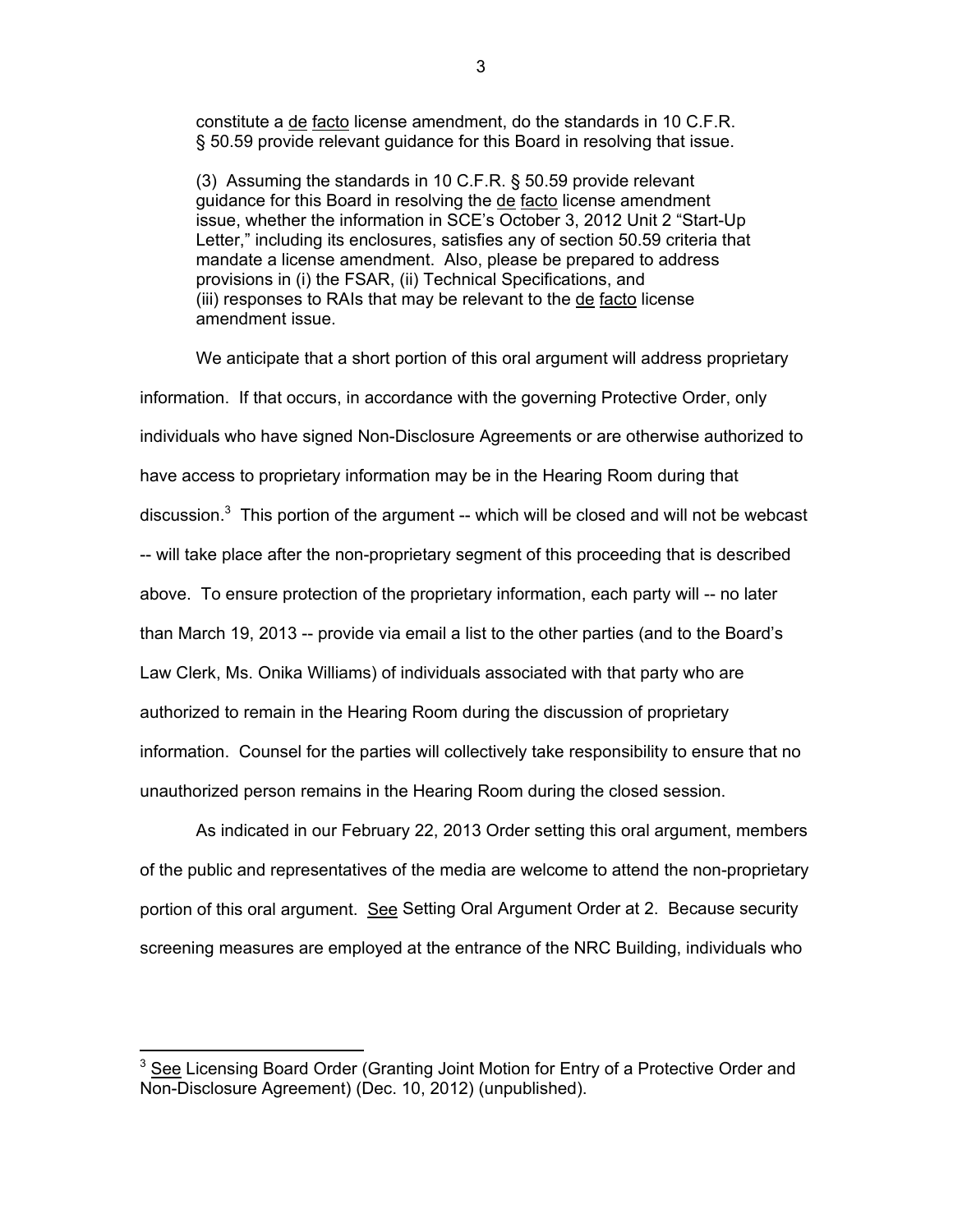constitute a de facto license amendment, do the standards in 10 C.F.R. § 50.59 provide relevant guidance for this Board in resolving that issue.

(3) Assuming the standards in 10 C.F.R. § 50.59 provide relevant guidance for this Board in resolving the de facto license amendment issue, whether the information in SCE's October 3, 2012 Unit 2 "Start-Up Letter," including its enclosures, satisfies any of section 50.59 criteria that mandate a license amendment. Also, please be prepared to address provisions in (i) the FSAR, (ii) Technical Specifications, and (iii) responses to RAIs that may be relevant to the de facto license amendment issue.

We anticipate that a short portion of this oral argument will address proprietary information. If that occurs, in accordance with the governing Protective Order, only individuals who have signed Non-Disclosure Agreements or are otherwise authorized to have access to proprietary information may be in the Hearing Room during that discussion.[3] This portion of the argument -- which will be closed and will not be webcast -- will take place after the non-proprietary segment of this proceeding that is described above. To ensure protection of the proprietary information, each party will -- no later than March 19, 2013 -- provide via email a list to the other parties (and to the Board's Law Clerk, Ms. Onika Williams) of individuals associated with that party who are authorized to remain in the Hearing Room during the discussion of proprietary information. Counsel for the parties will collectively take responsibility to ensure that no unauthorized person remains in the Hearing Room during the closed session.

As indicated in our February 22, 2013 Order setting this oral argument, members of the public and representatives of the media are welcome to attend the non-proprietary portion of this oral argument. See Setting Oral Argument Order at 2. Because security screening measures are employed at the entrance of the NRC Building, individuals who

[3] See Licensing Board Order (Granting Joint Motion for Entry of a Protective Order and Non-Disclosure Agreement) (Dec. 10, 2012) (unpublished).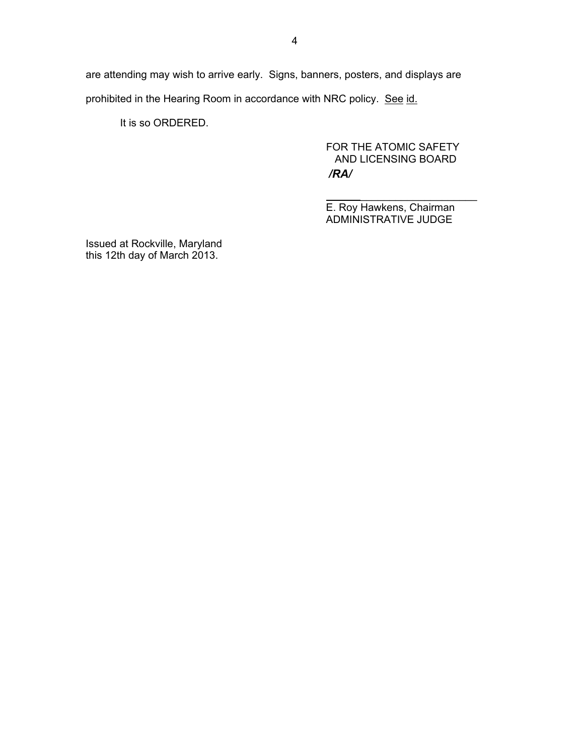are attending may wish to arrive early. Signs, banners, posters, and displays are prohibited in the Hearing Room in accordance with NRC policy. See id.

It is so ORDERED.

FOR THE ATOMIC SAFETY
AND LICENSING BOARD

***/RA/***

\_\_\_\_\_\_\_\_\_\_\_\_\_\_\_\_\_\_\_\_\_\_\_\_\_\_
E. Roy Hawkens, Chairman
ADMINISTRATIVE JUDGE

Issued at Rockville, Maryland
this 12th day of March 2013.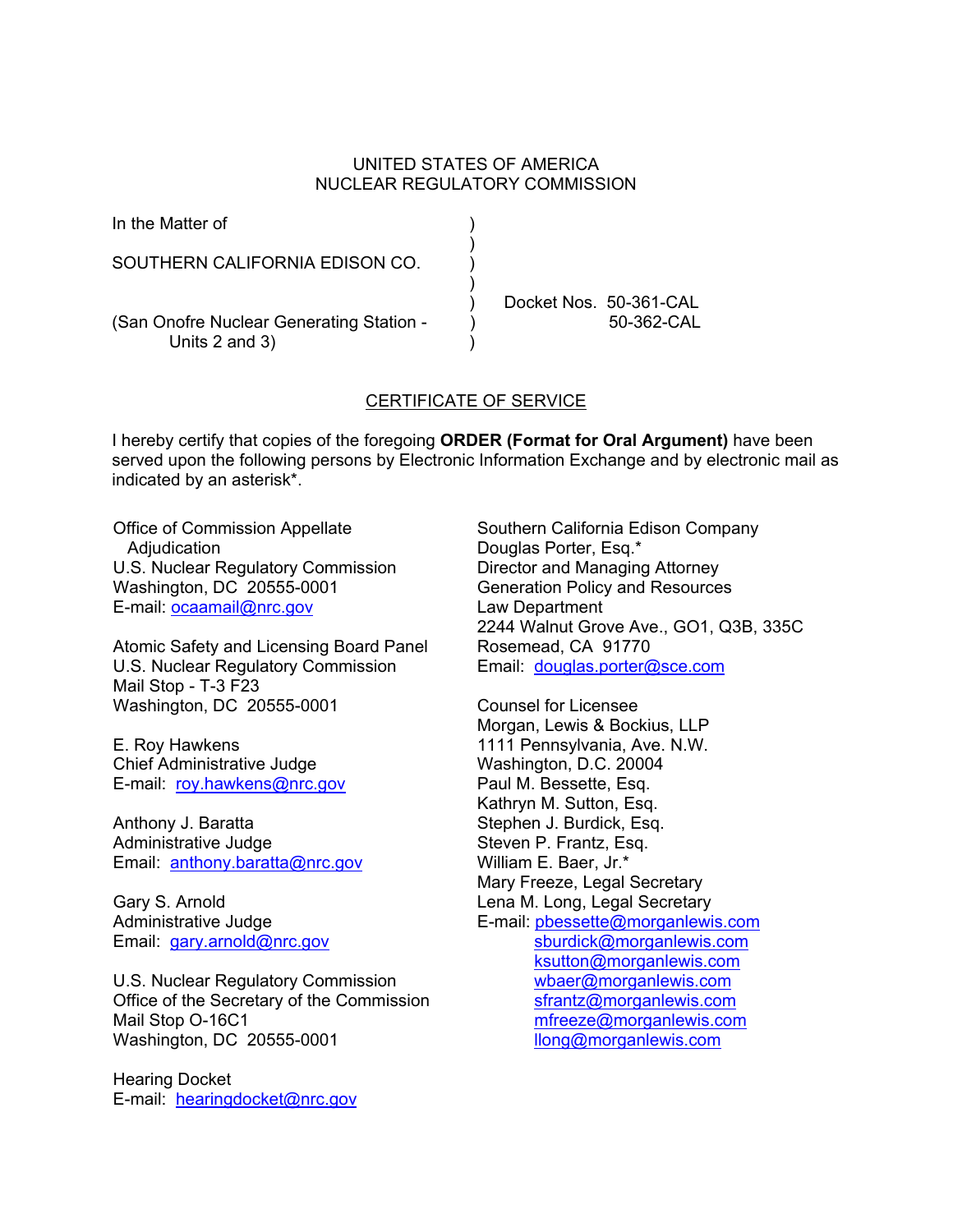UNITED STATES OF AMERICA
NUCLEAR REGULATORY COMMISSION

In the Matter of )
)
SOUTHERN CALIFORNIA EDISON CO. )
)
) Docket Nos. 50-361-CAL
(San Onofre Nuclear Generating Station - ) 50-362-CAL
Units 2 and 3) )

CERTIFICATE OF SERVICE

I hereby certify that copies of the foregoing **ORDER (Format for Oral Argument)** have been served upon the following persons by Electronic Information Exchange and by electronic mail as indicated by an asterisk*.

Office of Commission Appellate Adjudication
U.S. Nuclear Regulatory Commission
Washington, DC 20555-0001
E-mail: ocaamail@nrc.gov

Atomic Safety and Licensing Board Panel
U.S. Nuclear Regulatory Commission
Mail Stop - T-3 F23
Washington, DC 20555-0001

E. Roy Hawkens
Chief Administrative Judge
E-mail: roy.hawkens@nrc.gov

Anthony J. Baratta
Administrative Judge
Email: anthony.baratta@nrc.gov

Gary S. Arnold
Administrative Judge
Email: gary.arnold@nrc.gov

U.S. Nuclear Regulatory Commission
Office of the Secretary of the Commission
Mail Stop O-16C1
Washington, DC 20555-0001

Hearing Docket
E-mail: hearingdocket@nrc.gov

Southern California Edison Company
Douglas Porter, Esq.*
Director and Managing Attorney
Generation Policy and Resources
Law Department
2244 Walnut Grove Ave., GO1, Q3B, 335C
Rosemead, CA 91770
Email: douglas.porter@sce.com

Counsel for Licensee
Morgan, Lewis & Bockius, LLP
1111 Pennsylvania, Ave. N.W.
Washington, D.C. 20004
Paul M. Bessette, Esq.
Kathryn M. Sutton, Esq.
Stephen J. Burdick, Esq.
Steven P. Frantz, Esq.
William E. Baer, Jr.*
Mary Freeze, Legal Secretary
Lena M. Long, Legal Secretary
E-mail: pbessette@morganlewis.com
sburdick@morganlewis.com
ksutton@morganlewis.com
wbaer@morganlewis.com
sfrantz@morganlewis.com
mfreeze@morganlewis.com
llong@morganlewis.com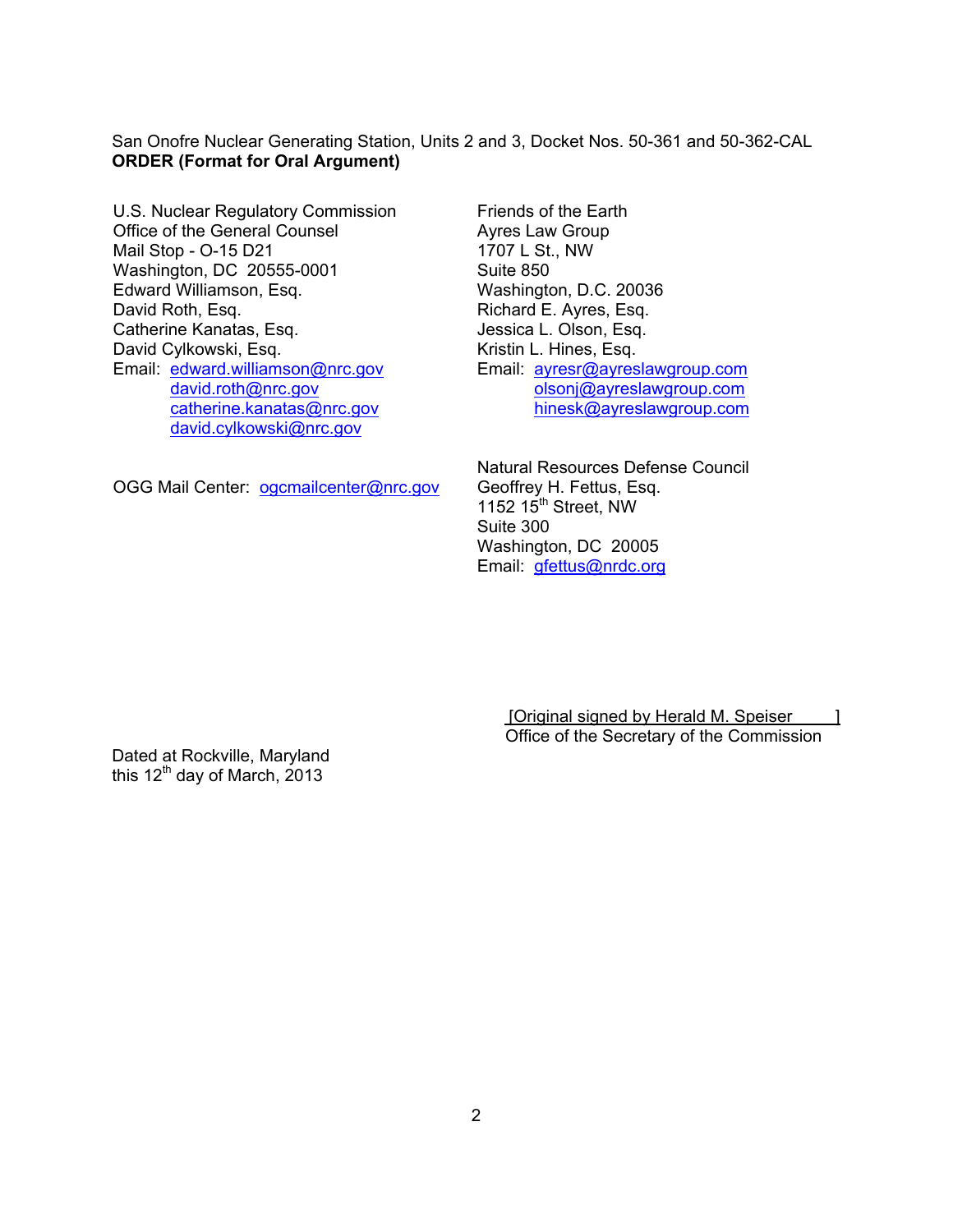San Onofre Nuclear Generating Station, Units 2 and 3, Docket Nos. 50-361 and 50-362-CAL
**ORDER (Format for Oral Argument)**

U.S. Nuclear Regulatory Commission
Office of the General Counsel
Mail Stop - O-15 D21
Washington, DC 20555-0001
Edward Williamson, Esq.
David Roth, Esq.
Catherine Kanatas, Esq.
David Cylkowski, Esq.
Email: edward.williamson@nrc.gov
david.roth@nrc.gov
catherine.kanatas@nrc.gov
david.cylkowski@nrc.gov

OGG Mail Center: ogcmailcenter@nrc.gov

Friends of the Earth
Ayres Law Group
1707 L St., NW
Suite 850
Washington, D.C. 20036
Richard E. Ayres, Esq.
Jessica L. Olson, Esq.
Kristin L. Hines, Esq.
Email: ayresr@ayreslawgroup.com
olsonj@ayreslawgroup.com
hinesk@ayreslawgroup.com

Natural Resources Defense Council
Geoffrey H. Fettus, Esq.
1152 15th Street, NW
Suite 300
Washington, DC 20005
Email: gfettus@nrdc.org

[Original signed by Herald M. Speiser ]
Office of the Secretary of the Commission

Dated at Rockville, Maryland
this 12th day of March, 2013